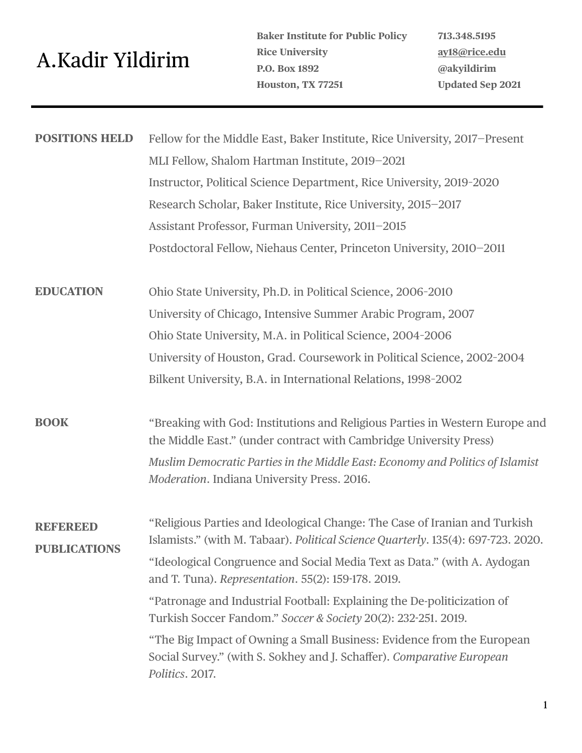# A.Kadir Yildirim

**Baker Institute for Public Policy**
**Rice University**
**P.O. Box 1892**
**Houston, TX 77251**

**713.348.5195**
**ay18@rice.edu**
**@akyildirim**
**Updated Sep 2021**

---

## POSITIONS HELD

Fellow for the Middle East, Baker Institute, Rice University, 2017–Present

MLI Fellow, Shalom Hartman Institute, 2019–2021

Instructor, Political Science Department, Rice University, 2019-2020

Research Scholar, Baker Institute, Rice University, 2015–2017

Assistant Professor, Furman University, 2011–2015

Postdoctoral Fellow, Niehaus Center, Princeton University, 2010–2011

## EDUCATION

Ohio State University, Ph.D. in Political Science, 2006-2010

University of Chicago, Intensive Summer Arabic Program, 2007

Ohio State University, M.A. in Political Science, 2004-2006

University of Houston, Grad. Coursework in Political Science, 2002-2004

Bilkent University, B.A. in International Relations, 1998-2002

## BOOK

"Breaking with God: Institutions and Religious Parties in Western Europe and the Middle East." (under contract with Cambridge University Press)

*Muslim Democratic Parties in the Middle East: Economy and Politics of Islamist Moderation*. Indiana University Press. 2016.

## REFEREED PUBLICATIONS

"Religious Parties and Ideological Change: The Case of Iranian and Turkish Islamists." (with M. Tabaar). *Political Science Quarterly*. 135(4): 697-723. 2020.

"Ideological Congruence and Social Media Text as Data." (with A. Aydogan and T. Tuna). *Representation*. 55(2): 159-178. 2019.

"Patronage and Industrial Football: Explaining the De-politicization of Turkish Soccer Fandom." *Soccer & Society* 20(2): 232-251. 2019.

"The Big Impact of Owning a Small Business: Evidence from the European Social Survey." (with S. Sokhey and J. Schaffer). *Comparative European Politics*. 2017.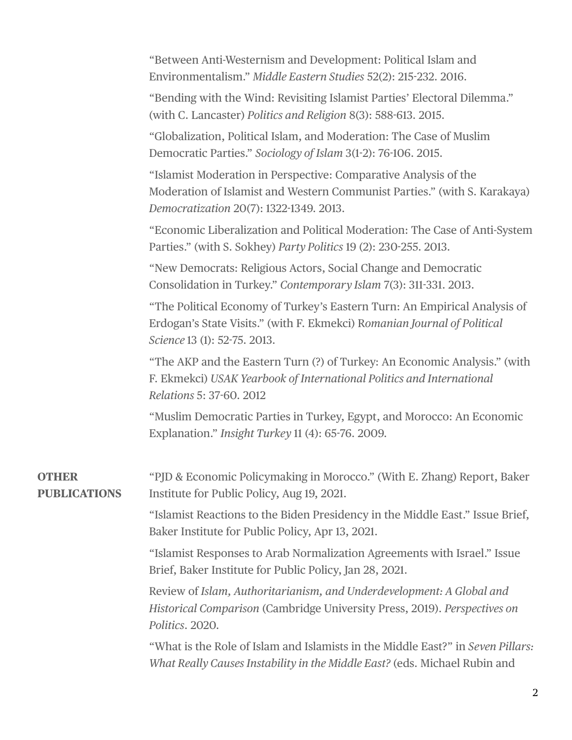"Between Anti-Westernism and Development: Political Islam and Environmentalism." *Middle Eastern Studies* 52(2): 215-232. 2016.

"Bending with the Wind: Revisiting Islamist Parties' Electoral Dilemma." (with C. Lancaster) *Politics and Religion* 8(3): 588-613. 2015.

"Globalization, Political Islam, and Moderation: The Case of Muslim Democratic Parties." *Sociology of Islam* 3(1-2): 76-106. 2015.

"Islamist Moderation in Perspective: Comparative Analysis of the Moderation of Islamist and Western Communist Parties." (with S. Karakaya) *Democratization* 20(7): 1322-1349. 2013.

"Economic Liberalization and Political Moderation: The Case of Anti-System Parties." (with S. Sokhey) *Party Politics* 19 (2): 230-255. 2013.

"New Democrats: Religious Actors, Social Change and Democratic Consolidation in Turkey." *Contemporary Islam* 7(3): 311-331. 2013.

"The Political Economy of Turkey's Eastern Turn: An Empirical Analysis of Erdogan's State Visits." (with F. Ekmekci) R*omanian Journal of Political Science* 13 (1): 52-75. 2013.

"The AKP and the Eastern Turn (?) of Turkey: An Economic Analysis." (with F. Ekmekci) *USAK Yearbook of International Politics and International Relations* 5: 37-60. 2012

"Muslim Democratic Parties in Turkey, Egypt, and Morocco: An Economic Explanation." *Insight Turkey* 11 (4): 65-76. 2009.

**OTHER PUBLICATIONS**

"PJD & Economic Policymaking in Morocco." (With E. Zhang) Report, Baker Institute for Public Policy, Aug 19, 2021.

"Islamist Reactions to the Biden Presidency in the Middle East." Issue Brief, Baker Institute for Public Policy, Apr 13, 2021.

"Islamist Responses to Arab Normalization Agreements with Israel." Issue Brief, Baker Institute for Public Policy, Jan 28, 2021.

Review of *Islam, Authoritarianism, and Underdevelopment: A Global and Historical Comparison* (Cambridge University Press, 2019). *Perspectives on Politics*. 2020.

"What is the Role of Islam and Islamists in the Middle East?" in *Seven Pillars: What Really Causes Instability in the Middle East?* (eds. Michael Rubin and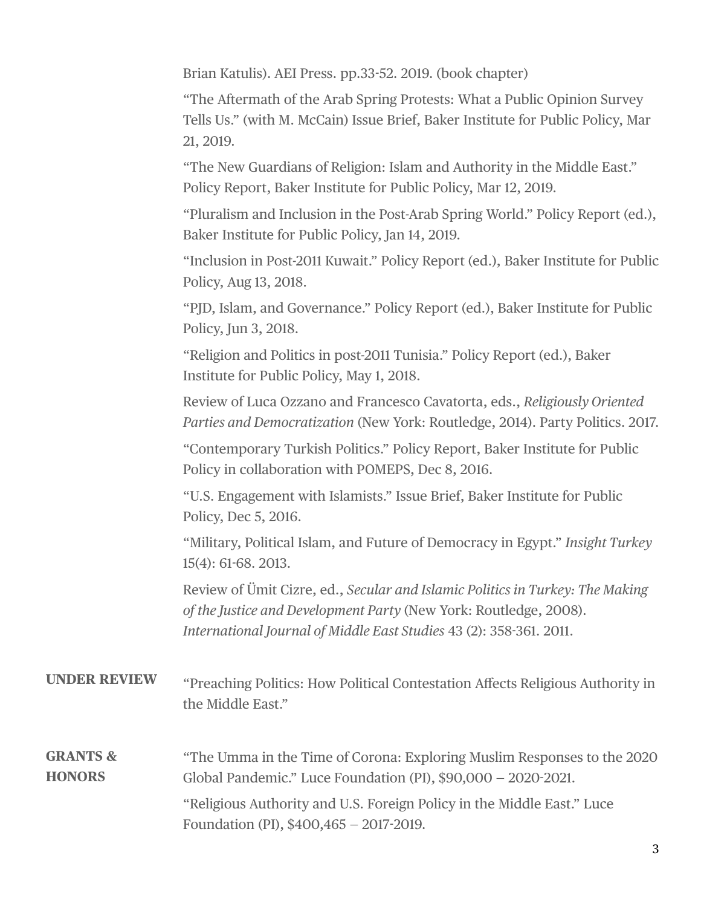Brian Katulis). AEI Press. pp.33-52. 2019. (book chapter)

"The Aftermath of the Arab Spring Protests: What a Public Opinion Survey Tells Us." (with M. McCain) Issue Brief, Baker Institute for Public Policy, Mar 21, 2019.

"The New Guardians of Religion: Islam and Authority in the Middle East." Policy Report, Baker Institute for Public Policy, Mar 12, 2019.

"Pluralism and Inclusion in the Post-Arab Spring World." Policy Report (ed.), Baker Institute for Public Policy, Jan 14, 2019.

"Inclusion in Post-2011 Kuwait." Policy Report (ed.), Baker Institute for Public Policy, Aug 13, 2018.

"PJD, Islam, and Governance." Policy Report (ed.), Baker Institute for Public Policy, Jun 3, 2018.

"Religion and Politics in post-2011 Tunisia." Policy Report (ed.), Baker Institute for Public Policy, May 1, 2018.

Review of Luca Ozzano and Francesco Cavatorta, eds., *Religiously Oriented Parties and Democratization* (New York: Routledge, 2014). Party Politics. 2017.

"Contemporary Turkish Politics." Policy Report, Baker Institute for Public Policy in collaboration with POMEPS, Dec 8, 2016.

"U.S. Engagement with Islamists." Issue Brief, Baker Institute for Public Policy, Dec 5, 2016.

"Military, Political Islam, and Future of Democracy in Egypt." *Insight Turkey* 15(4): 61-68. 2013.

Review of Ümit Cizre, ed., *Secular and Islamic Politics in Turkey: The Making of the Justice and Development Party* (New York: Routledge, 2008). *International Journal of Middle East Studies* 43 (2): 358-361. 2011.

**UNDER REVIEW**

"Preaching Politics: How Political Contestation Affects Religious Authority in the Middle East."

**GRANTS & HONORS**

"The Umma in the Time of Corona: Exploring Muslim Responses to the 2020 Global Pandemic." Luce Foundation (PI), $90,000 – 2020-2021.

"Religious Authority and U.S. Foreign Policy in the Middle East." Luce Foundation (PI), $400,465 – 2017-2019.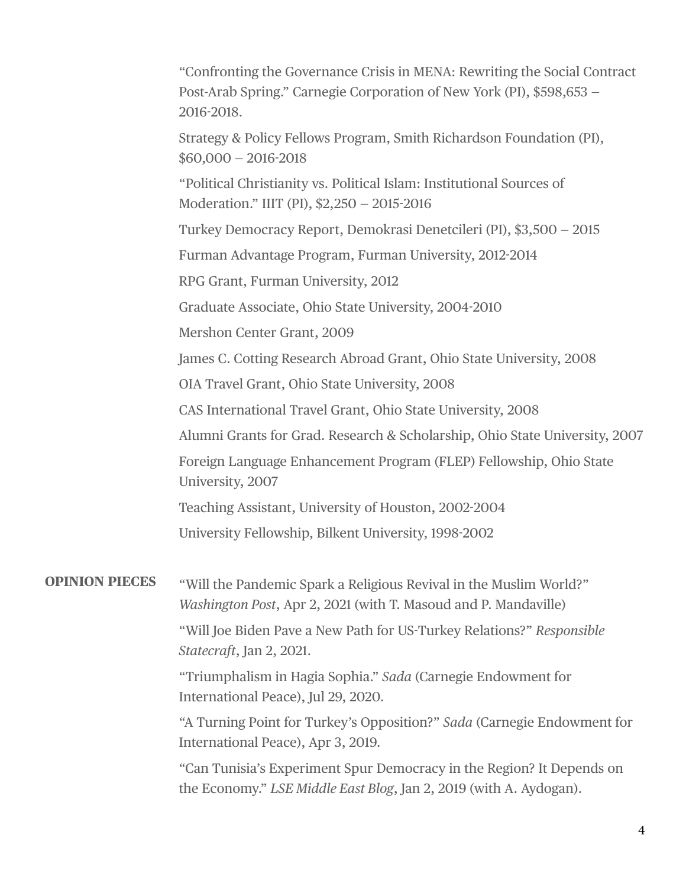"Confronting the Governance Crisis in MENA: Rewriting the Social Contract Post-Arab Spring." Carnegie Corporation of New York (PI), $598,653 – 2016-2018.

Strategy & Policy Fellows Program, Smith Richardson Foundation (PI), $60,000 – 2016-2018

"Political Christianity vs. Political Islam: Institutional Sources of Moderation." IIIT (PI), $2,250 – 2015-2016

Turkey Democracy Report, Demokrasi Denetcileri (PI), $3,500 – 2015

Furman Advantage Program, Furman University, 2012-2014

RPG Grant, Furman University, 2012

Graduate Associate, Ohio State University, 2004-2010

Mershon Center Grant, 2009

James C. Cotting Research Abroad Grant, Ohio State University, 2008

OIA Travel Grant, Ohio State University, 2008

CAS International Travel Grant, Ohio State University, 2008

Alumni Grants for Grad. Research & Scholarship, Ohio State University, 2007

Foreign Language Enhancement Program (FLEP) Fellowship, Ohio State University, 2007

Teaching Assistant, University of Houston, 2002-2004

University Fellowship, Bilkent University, 1998-2002

## OPINION PIECES

"Will the Pandemic Spark a Religious Revival in the Muslim World?" *Washington Post*, Apr 2, 2021 (with T. Masoud and P. Mandaville)

"Will Joe Biden Pave a New Path for US-Turkey Relations?" *Responsible Statecraft*, Jan 2, 2021.

"Triumphalism in Hagia Sophia." *Sada* (Carnegie Endowment for International Peace), Jul 29, 2020.

"A Turning Point for Turkey's Opposition?" *Sada* (Carnegie Endowment for International Peace), Apr 3, 2019.

"Can Tunisia's Experiment Spur Democracy in the Region? It Depends on the Economy." *LSE Middle East Blog*, Jan 2, 2019 (with A. Aydogan).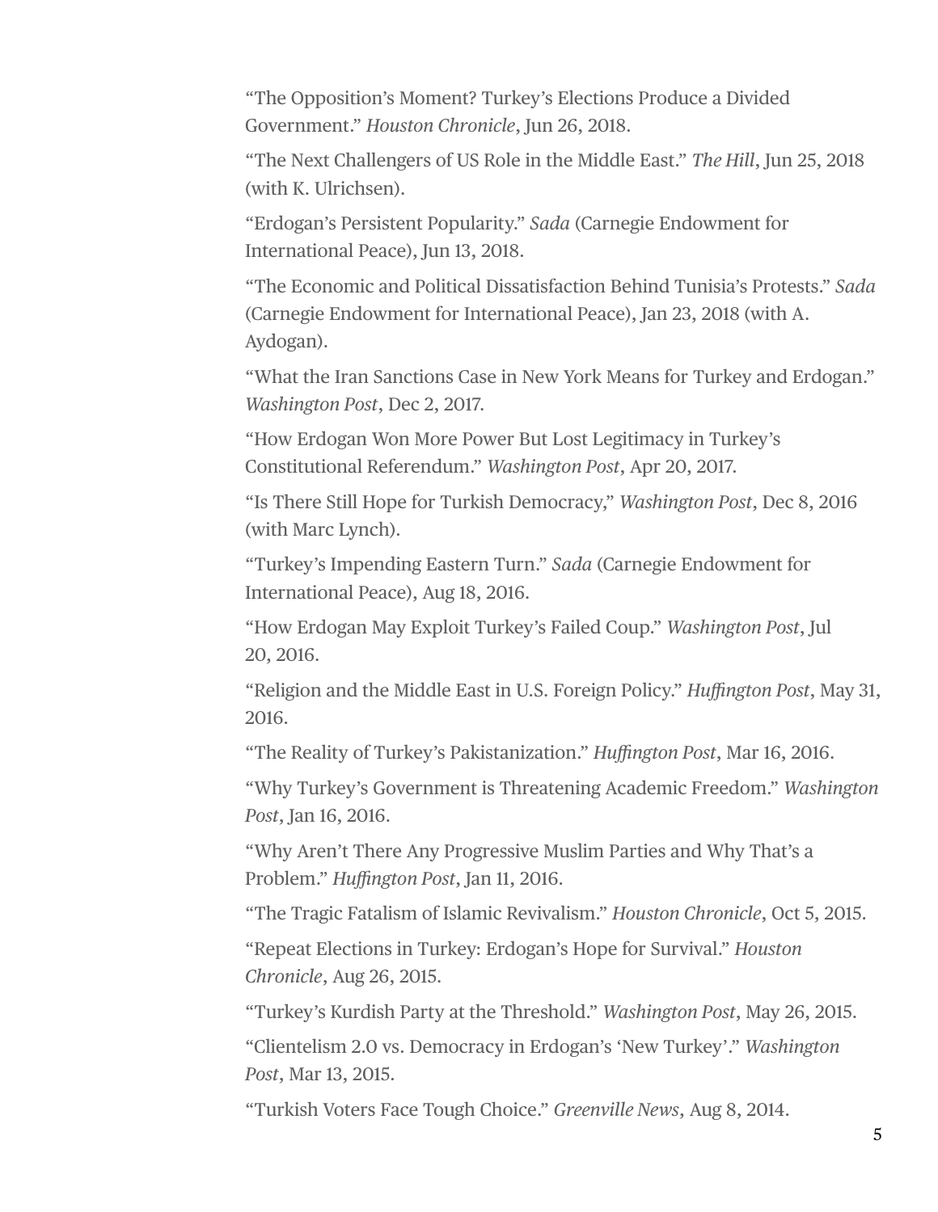“The Opposition’s Moment? Turkey’s Elections Produce a Divided Government.” *Houston Chronicle*, Jun 26, 2018.

“The Next Challengers of US Role in the Middle East.” *The Hill*, Jun 25, 2018 (with K. Ulrichsen).

“Erdogan’s Persistent Popularity.” *Sada* (Carnegie Endowment for International Peace), Jun 13, 2018.

“The Economic and Political Dissatisfaction Behind Tunisia’s Protests.” *Sada* (Carnegie Endowment for International Peace), Jan 23, 2018 (with A. Aydogan).

“What the Iran Sanctions Case in New York Means for Turkey and Erdogan.” *Washington Post*, Dec 2, 2017.

“How Erdogan Won More Power But Lost Legitimacy in Turkey’s Constitutional Referendum.” *Washington Post*, Apr 20, 2017.

“Is There Still Hope for Turkish Democracy,” *Washington Post*, Dec 8, 2016 (with Marc Lynch).

“Turkey’s Impending Eastern Turn.” *Sada* (Carnegie Endowment for International Peace), Aug 18, 2016.

“How Erdogan May Exploit Turkey’s Failed Coup.” *Washington Post*, Jul 20, 2016.

“Religion and the Middle East in U.S. Foreign Policy.” *Huffington Post*, May 31, 2016.

“The Reality of Turkey’s Pakistanization.” *Huffington Post*, Mar 16, 2016.

“Why Turkey’s Government is Threatening Academic Freedom.” *Washington Post*, Jan 16, 2016.

“Why Aren’t There Any Progressive Muslim Parties and Why That’s a Problem.” *Huffington Post*, Jan 11, 2016.

“The Tragic Fatalism of Islamic Revivalism.” *Houston Chronicle*, Oct 5, 2015.

“Repeat Elections in Turkey: Erdogan’s Hope for Survival.” *Houston Chronicle*, Aug 26, 2015.

“Turkey’s Kurdish Party at the Threshold.” *Washington Post*, May 26, 2015.

“Clientelism 2.0 vs. Democracy in Erdogan’s ‘New Turkey’.” *Washington Post*, Mar 13, 2015.

“Turkish Voters Face Tough Choice.” *Greenville News*, Aug 8, 2014.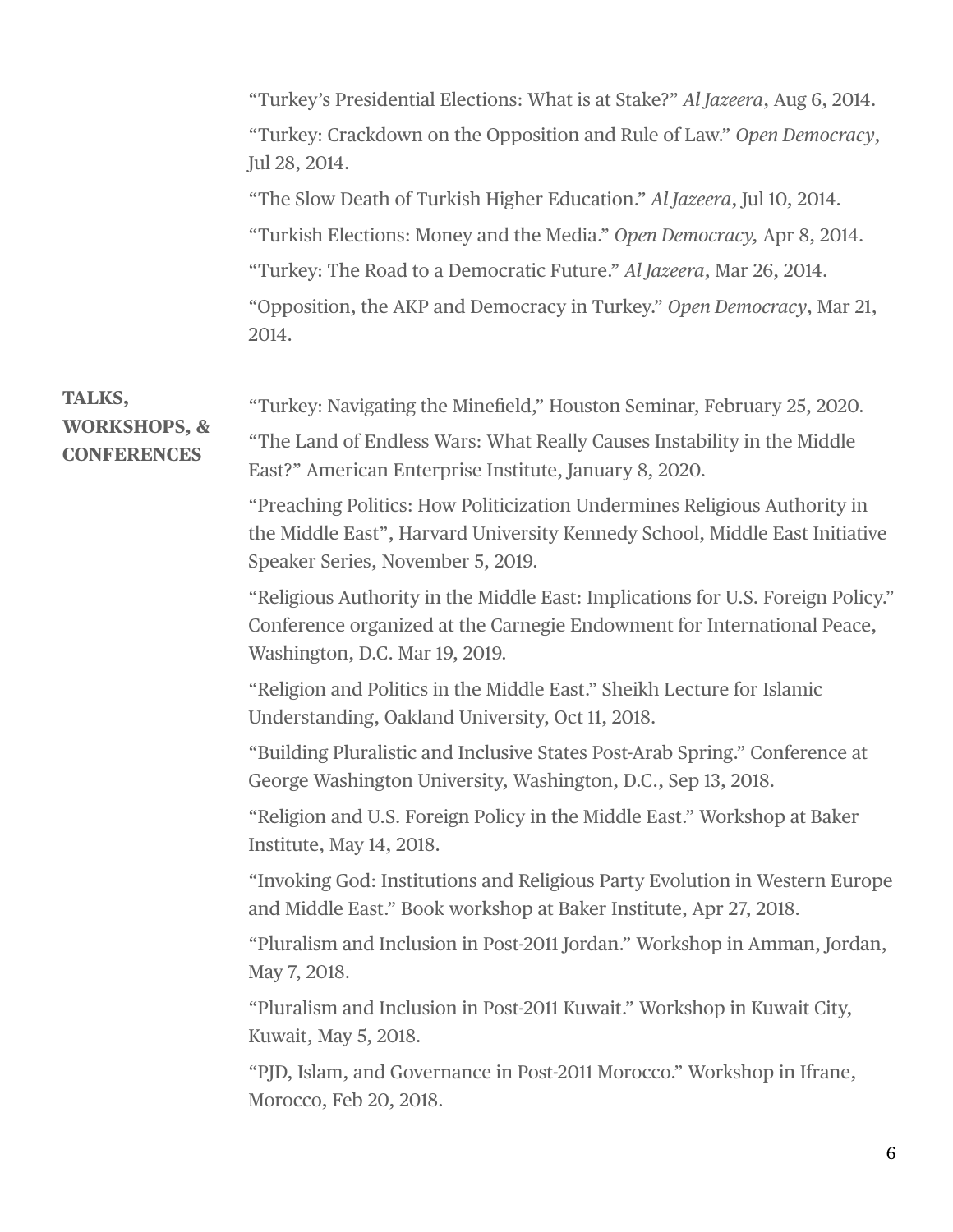"Turkey's Presidential Elections: What is at Stake?" *Al Jazeera*, Aug 6, 2014.

"Turkey: Crackdown on the Opposition and Rule of Law." *Open Democracy*, Jul 28, 2014.

"The Slow Death of Turkish Higher Education." *Al Jazeera*, Jul 10, 2014.

"Turkish Elections: Money and the Media." *Open Democracy,* Apr 8, 2014.

"Turkey: The Road to a Democratic Future." *Al Jazeera*, Mar 26, 2014.

"Opposition, the AKP and Democracy in Turkey." *Open Democracy*, Mar 21, 2014.

## TALKS, WORKSHOPS, & CONFERENCES

"Turkey: Navigating the Minefield," Houston Seminar, February 25, 2020.

"The Land of Endless Wars: What Really Causes Instability in the Middle East?" American Enterprise Institute, January 8, 2020.

"Preaching Politics: How Politicization Undermines Religious Authority in the Middle East", Harvard University Kennedy School, Middle East Initiative Speaker Series, November 5, 2019.

"Religious Authority in the Middle East: Implications for U.S. Foreign Policy." Conference organized at the Carnegie Endowment for International Peace, Washington, D.C. Mar 19, 2019.

"Religion and Politics in the Middle East." Sheikh Lecture for Islamic Understanding, Oakland University, Oct 11, 2018.

"Building Pluralistic and Inclusive States Post-Arab Spring." Conference at George Washington University, Washington, D.C., Sep 13, 2018.

"Religion and U.S. Foreign Policy in the Middle East." Workshop at Baker Institute, May 14, 2018.

"Invoking God: Institutions and Religious Party Evolution in Western Europe and Middle East." Book workshop at Baker Institute, Apr 27, 2018.

"Pluralism and Inclusion in Post-2011 Jordan." Workshop in Amman, Jordan, May 7, 2018.

"Pluralism and Inclusion in Post-2011 Kuwait." Workshop in Kuwait City, Kuwait, May 5, 2018.

"PJD, Islam, and Governance in Post-2011 Morocco." Workshop in Ifrane, Morocco, Feb 20, 2018.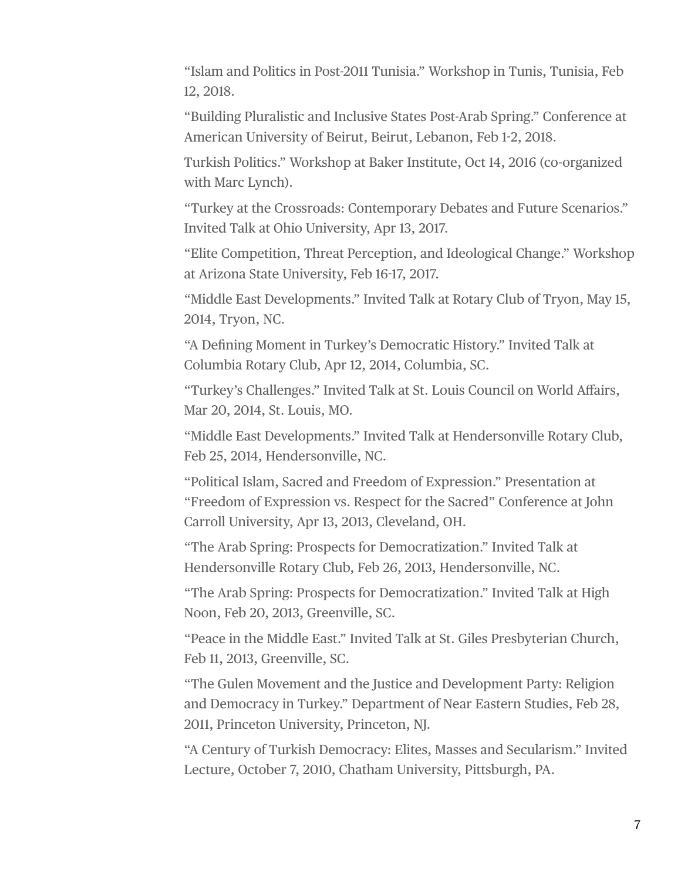"Islam and Politics in Post-2011 Tunisia." Workshop in Tunis, Tunisia, Feb 12, 2018.

"Building Pluralistic and Inclusive States Post-Arab Spring." Conference at American University of Beirut, Beirut, Lebanon, Feb 1-2, 2018.

Turkish Politics." Workshop at Baker Institute, Oct 14, 2016 (co-organized with Marc Lynch).

"Turkey at the Crossroads: Contemporary Debates and Future Scenarios." Invited Talk at Ohio University, Apr 13, 2017.

"Elite Competition, Threat Perception, and Ideological Change." Workshop at Arizona State University, Feb 16-17, 2017.

"Middle East Developments." Invited Talk at Rotary Club of Tryon, May 15, 2014, Tryon, NC.

"A Defining Moment in Turkey's Democratic History." Invited Talk at Columbia Rotary Club, Apr 12, 2014, Columbia, SC.

"Turkey's Challenges." Invited Talk at St. Louis Council on World Affairs, Mar 20, 2014, St. Louis, MO.

"Middle East Developments." Invited Talk at Hendersonville Rotary Club, Feb 25, 2014, Hendersonville, NC.

"Political Islam, Sacred and Freedom of Expression." Presentation at "Freedom of Expression vs. Respect for the Sacred" Conference at John Carroll University, Apr 13, 2013, Cleveland, OH.

"The Arab Spring: Prospects for Democratization." Invited Talk at Hendersonville Rotary Club, Feb 26, 2013, Hendersonville, NC.

"The Arab Spring: Prospects for Democratization." Invited Talk at High Noon, Feb 20, 2013, Greenville, SC.

"Peace in the Middle East." Invited Talk at St. Giles Presbyterian Church, Feb 11, 2013, Greenville, SC.

"The Gulen Movement and the Justice and Development Party: Religion and Democracy in Turkey." Department of Near Eastern Studies, Feb 28, 2011, Princeton University, Princeton, NJ.

"A Century of Turkish Democracy: Elites, Masses and Secularism." Invited Lecture, October 7, 2010, Chatham University, Pittsburgh, PA.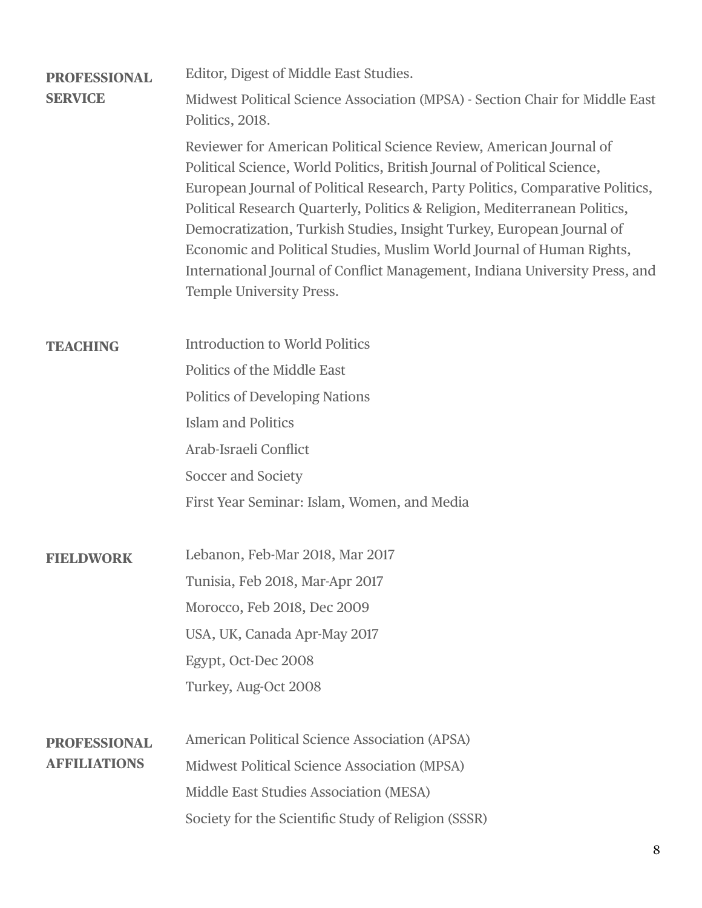## PROFESSIONAL SERVICE

Editor, Digest of Middle East Studies.

Midwest Political Science Association (MPSA) - Section Chair for Middle East Politics, 2018.

Reviewer for American Political Science Review, American Journal of Political Science, World Politics, British Journal of Political Science, European Journal of Political Research, Party Politics, Comparative Politics, Political Research Quarterly, Politics & Religion, Mediterranean Politics, Democratization, Turkish Studies, Insight Turkey, European Journal of Economic and Political Studies, Muslim World Journal of Human Rights, International Journal of Conflict Management, Indiana University Press, and Temple University Press.

## TEACHING

Introduction to World Politics

Politics of the Middle East

Politics of Developing Nations

Islam and Politics

Arab-Israeli Conflict

Soccer and Society

First Year Seminar: Islam, Women, and Media

## FIELDWORK

Lebanon, Feb-Mar 2018, Mar 2017

Tunisia, Feb 2018, Mar-Apr 2017

Morocco, Feb 2018, Dec 2009

USA, UK, Canada Apr-May 2017

Egypt, Oct-Dec 2008

Turkey, Aug-Oct 2008

## PROFESSIONAL AFFILIATIONS

American Political Science Association (APSA)

Midwest Political Science Association (MPSA)

Middle East Studies Association (MESA)

Society for the Scientific Study of Religion (SSSR)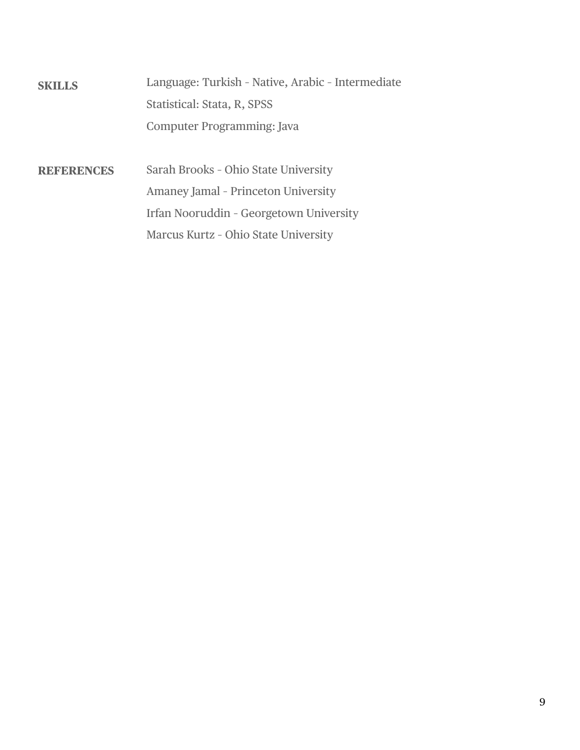**SKILLS**

Language: Turkish - Native, Arabic - Intermediate

Statistical: Stata, R, SPSS

Computer Programming: Java

**REFERENCES**

Sarah Brooks - Ohio State University

Amaney Jamal - Princeton University

Irfan Nooruddin - Georgetown University

Marcus Kurtz - Ohio State University